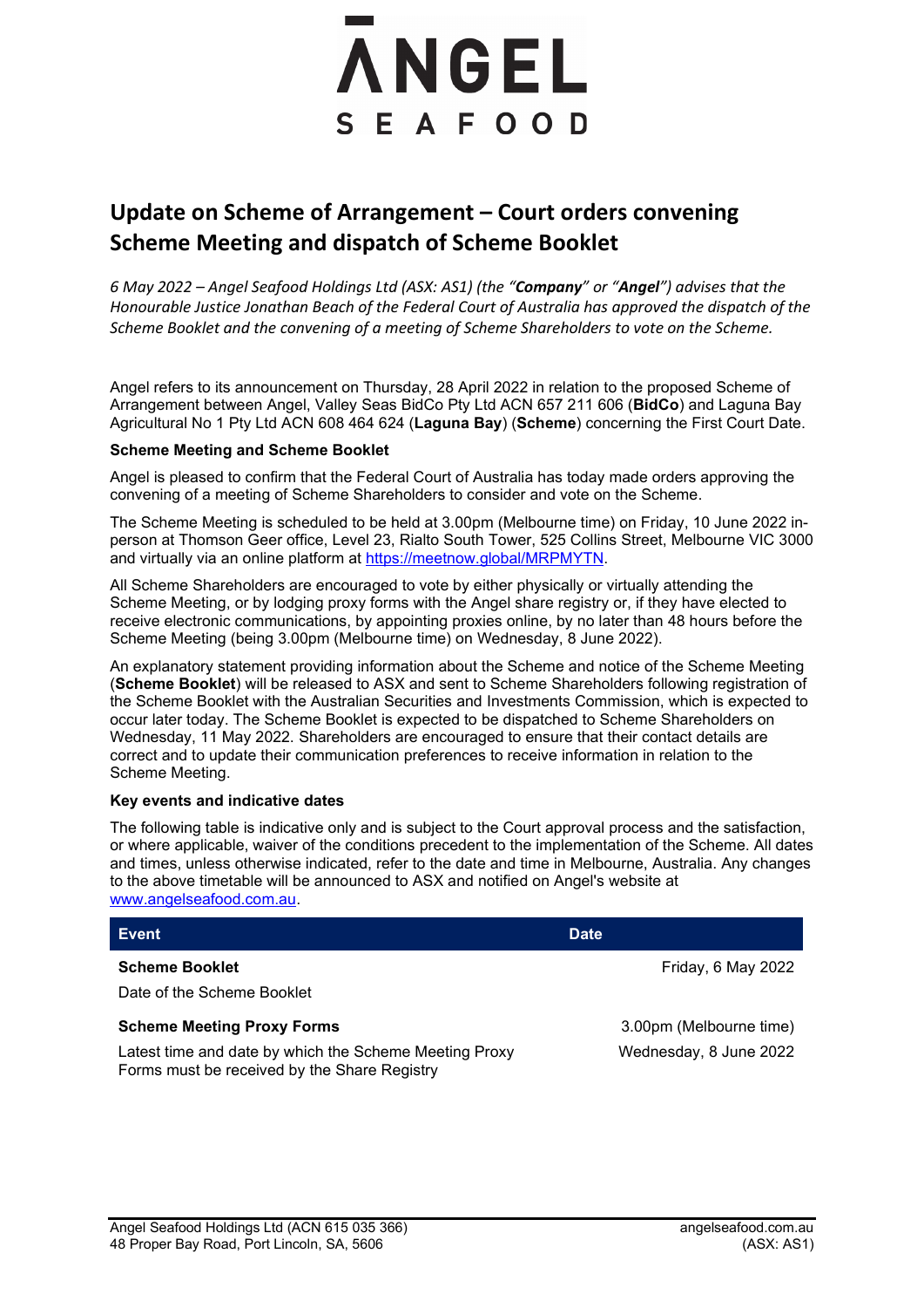ĀNGEL
SEAFOOD

# Update on Scheme of Arrangement – Court orders convening Scheme Meeting and dispatch of Scheme Booklet

*6 May 2022 – Angel Seafood Holdings Ltd (ASX: AS1) (the "**Company**" or "**Angel**") advises that the Honourable Justice Jonathan Beach of the Federal Court of Australia has approved the dispatch of the Scheme Booklet and the convening of a meeting of Scheme Shareholders to vote on the Scheme.*

Angel refers to its announcement on Thursday, 28 April 2022 in relation to the proposed Scheme of Arrangement between Angel, Valley Seas BidCo Pty Ltd ACN 657 211 606 (**BidCo**) and Laguna Bay Agricultural No 1 Pty Ltd ACN 608 464 624 (**Laguna Bay**) (**Scheme**) concerning the First Court Date.

**Scheme Meeting and Scheme Booklet**

Angel is pleased to confirm that the Federal Court of Australia has today made orders approving the convening of a meeting of Scheme Shareholders to consider and vote on the Scheme.

The Scheme Meeting is scheduled to be held at 3.00pm (Melbourne time) on Friday, 10 June 2022 in-person at Thomson Geer office, Level 23, Rialto South Tower, 525 Collins Street, Melbourne VIC 3000 and virtually via an online platform at https://meetnow.global/MRPMYTN.

All Scheme Shareholders are encouraged to vote by either physically or virtually attending the Scheme Meeting, or by lodging proxy forms with the Angel share registry or, if they have elected to receive electronic communications, by appointing proxies online, by no later than 48 hours before the Scheme Meeting (being 3.00pm (Melbourne time) on Wednesday, 8 June 2022).

An explanatory statement providing information about the Scheme and notice of the Scheme Meeting (**Scheme Booklet**) will be released to ASX and sent to Scheme Shareholders following registration of the Scheme Booklet with the Australian Securities and Investments Commission, which is expected to occur later today. The Scheme Booklet is expected to be dispatched to Scheme Shareholders on Wednesday, 11 May 2022. Shareholders are encouraged to ensure that their contact details are correct and to update their communication preferences to receive information in relation to the Scheme Meeting.

**Key events and indicative dates**

The following table is indicative only and is subject to the Court approval process and the satisfaction, or where applicable, waiver of the conditions precedent to the implementation of the Scheme. All dates and times, unless otherwise indicated, refer to the date and time in Melbourne, Australia. Any changes to the above timetable will be announced to ASX and notified on Angel's website at www.angelseafood.com.au.

| Event | Date |
|---|---|
| **Scheme Booklet**<br>Date of the Scheme Booklet | Friday, 6 May 2022 |
| **Scheme Meeting Proxy Forms**<br>Latest time and date by which the Scheme Meeting Proxy Forms must be received by the Share Registry | 3.00pm (Melbourne time)<br>Wednesday, 8 June 2022 |

Angel Seafood Holdings Ltd (ACN 615 035 366)
48 Proper Bay Road, Port Lincoln, SA, 5606

angelseafood.com.au
(ASX: AS1)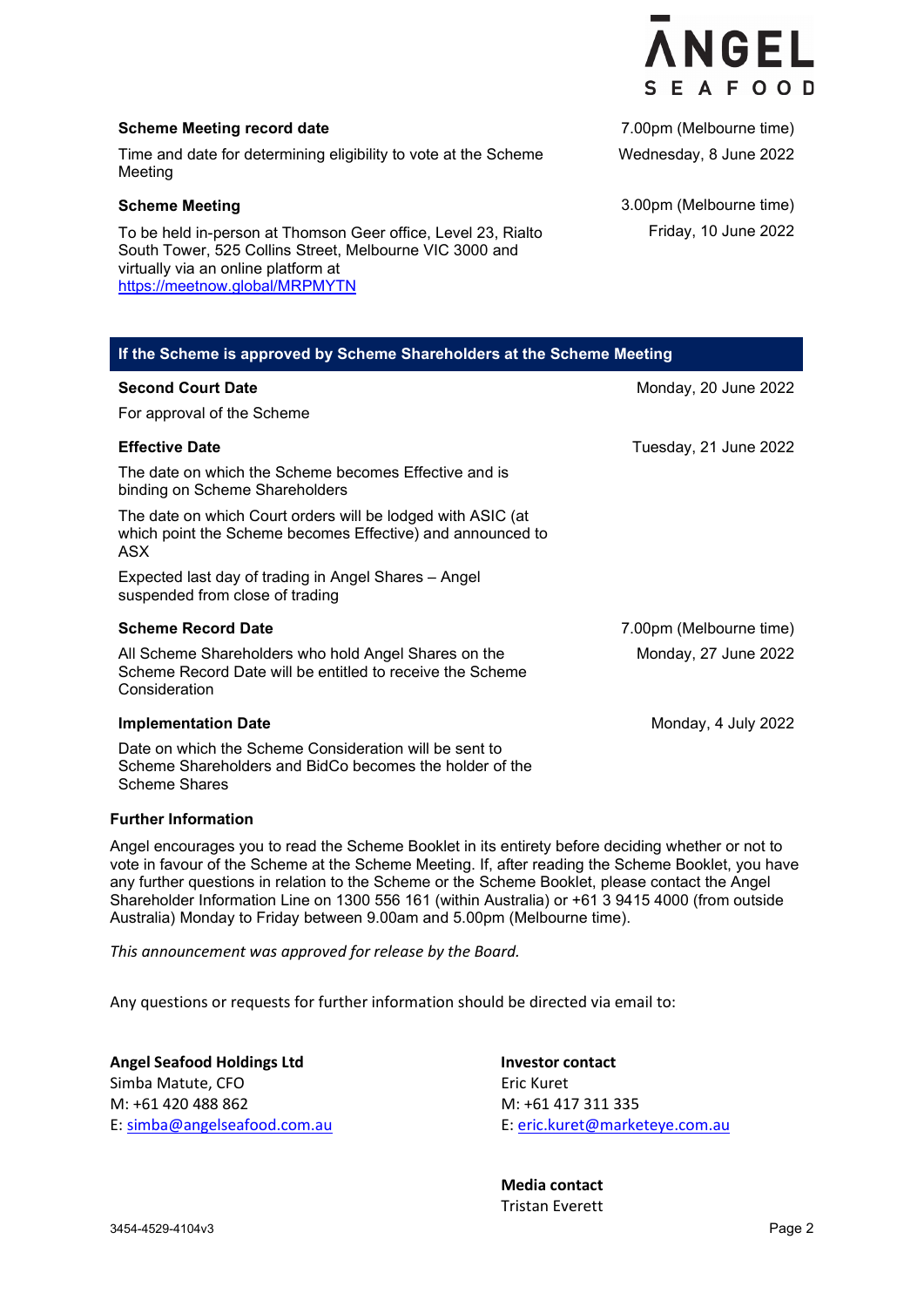| Event | Date |
| --- | --- |
| **Scheme Meeting record date**<br>Time and date for determining eligibility to vote at the Scheme Meeting | 7.00pm (Melbourne time)<br>Wednesday, 8 June 2022 |
| **Scheme Meeting**<br>To be held in-person at Thomson Geer office, Level 23, Rialto South Tower, 525 Collins Street, Melbourne VIC 3000 and virtually via an online platform at https://meetnow.global/MRPMYTN | 3.00pm (Melbourne time)<br>Friday, 10 June 2022 |
| **If the Scheme is approved by Scheme Shareholders at the Scheme Meeting** | |
| **Second Court Date**<br>For approval of the Scheme | Monday, 20 June 2022 |
| **Effective Date**<br>The date on which the Scheme becomes Effective and is binding on Scheme Shareholders<br>The date on which Court orders will be lodged with ASIC (at which point the Scheme becomes Effective) and announced to ASX<br>Expected last day of trading in Angel Shares – Angel suspended from close of trading | Tuesday, 21 June 2022 |
| **Scheme Record Date**<br>All Scheme Shareholders who hold Angel Shares on the Scheme Record Date will be entitled to receive the Scheme Consideration | 7.00pm (Melbourne time)<br>Monday, 27 June 2022 |
| **Implementation Date**<br>Date on which the Scheme Consideration will be sent to Scheme Shareholders and BidCo becomes the holder of the Scheme Shares | Monday, 4 July 2022 |

## Further Information

Angel encourages you to read the Scheme Booklet in its entirety before deciding whether or not to vote in favour of the Scheme at the Scheme Meeting. If, after reading the Scheme Booklet, you have any further questions in relation to the Scheme or the Scheme Booklet, please contact the Angel Shareholder Information Line on 1300 556 161 (within Australia) or +61 3 9415 4000 (from outside Australia) Monday to Friday between 9.00am and 5.00pm (Melbourne time).

*This announcement was approved for release by the Board.*

Any questions or requests for further information should be directed via email to:

**Angel Seafood Holdings Ltd**
Simba Matute, CFO
M: +61 420 488 862
E: simba@angelseafood.com.au

**Investor contact**
Eric Kuret
M: +61 417 311 335
E: eric.kuret@marketeye.com.au

**Media contact**
Tristan Everett

3454-4529-4104v3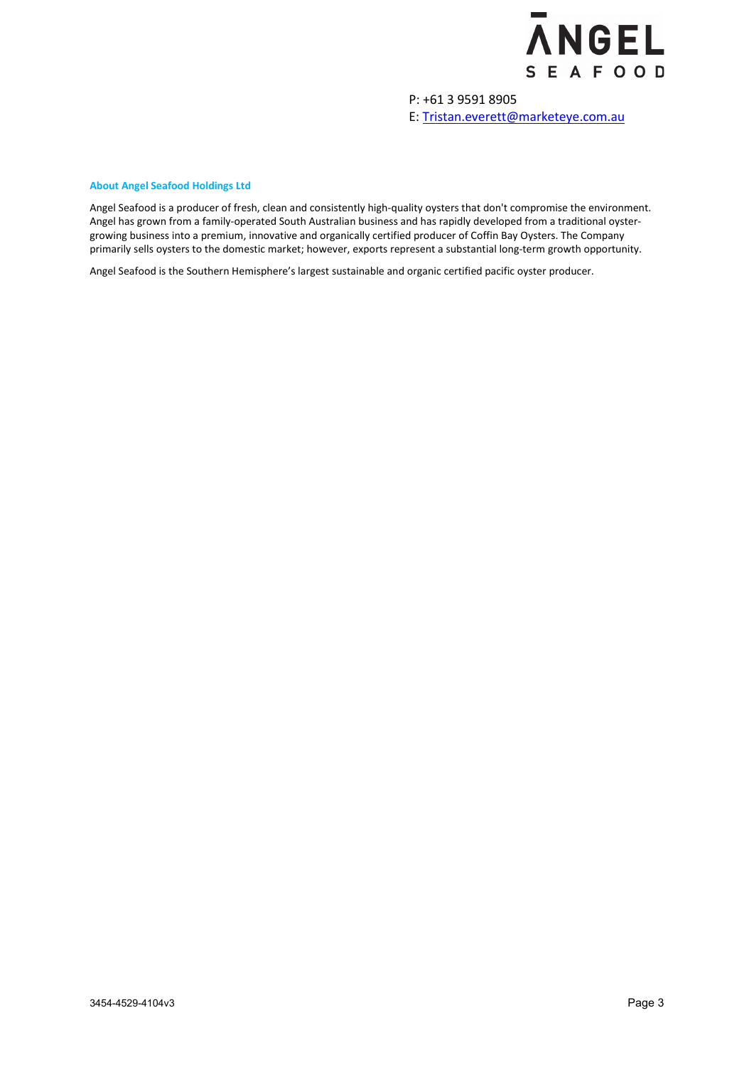P: +61 3 9591 8905
E: Tristan.everett@marketeye.com.au

**About Angel Seafood Holdings Ltd**

Angel Seafood is a producer of fresh, clean and consistently high-quality oysters that don't compromise the environment. Angel has grown from a family-operated South Australian business and has rapidly developed from a traditional oyster-growing business into a premium, innovative and organically certified producer of Coffin Bay Oysters. The Company primarily sells oysters to the domestic market; however, exports represent a substantial long-term growth opportunity.

Angel Seafood is the Southern Hemisphere's largest sustainable and organic certified pacific oyster producer.